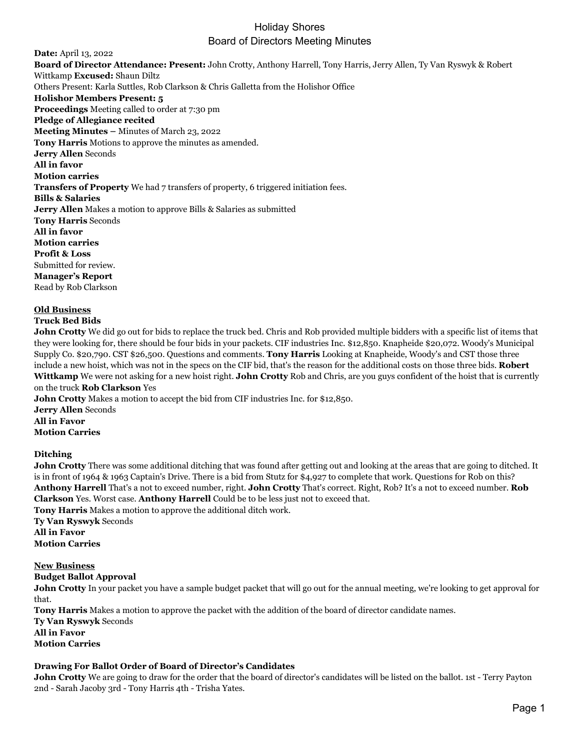# Holiday Shores
## Board of Directors Meeting Minutes

**Date:** April 13, 2022
**Board of Director Attendance: Present:** John Crotty, Anthony Harrell, Tony Harris, Jerry Allen, Ty Van Ryswyk & Robert Wittkamp **Excused:** Shaun Diltz
Others Present: Karla Suttles, Rob Clarkson & Chris Galletta from the Holishor Office
**Holishor Members Present: 5**
**Proceedings** Meeting called to order at 7:30 pm
**Pledge of Allegiance recited**
**Meeting Minutes –** Minutes of March 23, 2022
**Tony Harris** Motions to approve the minutes as amended.
**Jerry Allen** Seconds
**All in favor**
**Motion carries**
**Transfers of Property** We had 7 transfers of property, 6 triggered initiation fees.
**Bills & Salaries**
**Jerry Allen** Makes a motion to approve Bills & Salaries as submitted
**Tony Harris** Seconds
**All in favor**
**Motion carries**
**Profit & Loss**
Submitted for review.
**Manager's Report**
Read by Rob Clarkson

## Old Business

**Truck Bed Bids**
**John Crotty** We did go out for bids to replace the truck bed. Chris and Rob provided multiple bidders with a specific list of items that they were looking for, there should be four bids in your packets. CIF industries Inc. $12,850. Knapheide $20,072. Woody's Municipal Supply Co. $20,790. CST $26,500. Questions and comments. **Tony Harris** Looking at Knapheide, Woody's and CST those three include a new hoist, which was not in the specs on the CIF bid, that's the reason for the additional costs on those three bids. **Robert Wittkamp** We were not asking for a new hoist right. **John Crotty** Rob and Chris, are you guys confident of the hoist that is currently on the truck **Rob Clarkson** Yes
**John Crotty** Makes a motion to accept the bid from CIF industries Inc. for $12,850.
**Jerry Allen** Seconds
**All in Favor**
**Motion Carries**

**Ditching**
**John Crotty** There was some additional ditching that was found after getting out and looking at the areas that are going to ditched. It is in front of 1964 & 1963 Captain's Drive. There is a bid from Stutz for $4,927 to complete that work. Questions for Rob on this? **Anthony Harrell** That's a not to exceed number, right. **John Crotty** That's correct. Right, Rob? It's a not to exceed number. **Rob Clarkson** Yes. Worst case. **Anthony Harrell** Could be to be less just not to exceed that.
**Tony Harris** Makes a motion to approve the additional ditch work.
**Ty Van Ryswyk** Seconds
**All in Favor**
**Motion Carries**

## New Business

**Budget Ballot Approval**
**John Crotty** In your packet you have a sample budget packet that will go out for the annual meeting, we're looking to get approval for that.
**Tony Harris** Makes a motion to approve the packet with the addition of the board of director candidate names.
**Ty Van Ryswyk** Seconds
**All in Favor**
**Motion Carries**

**Drawing For Ballot Order of Board of Director's Candidates**
**John Crotty** We are going to draw for the order that the board of director's candidates will be listed on the ballot. 1st - Terry Payton 2nd - Sarah Jacoby 3rd - Tony Harris 4th - Trisha Yates.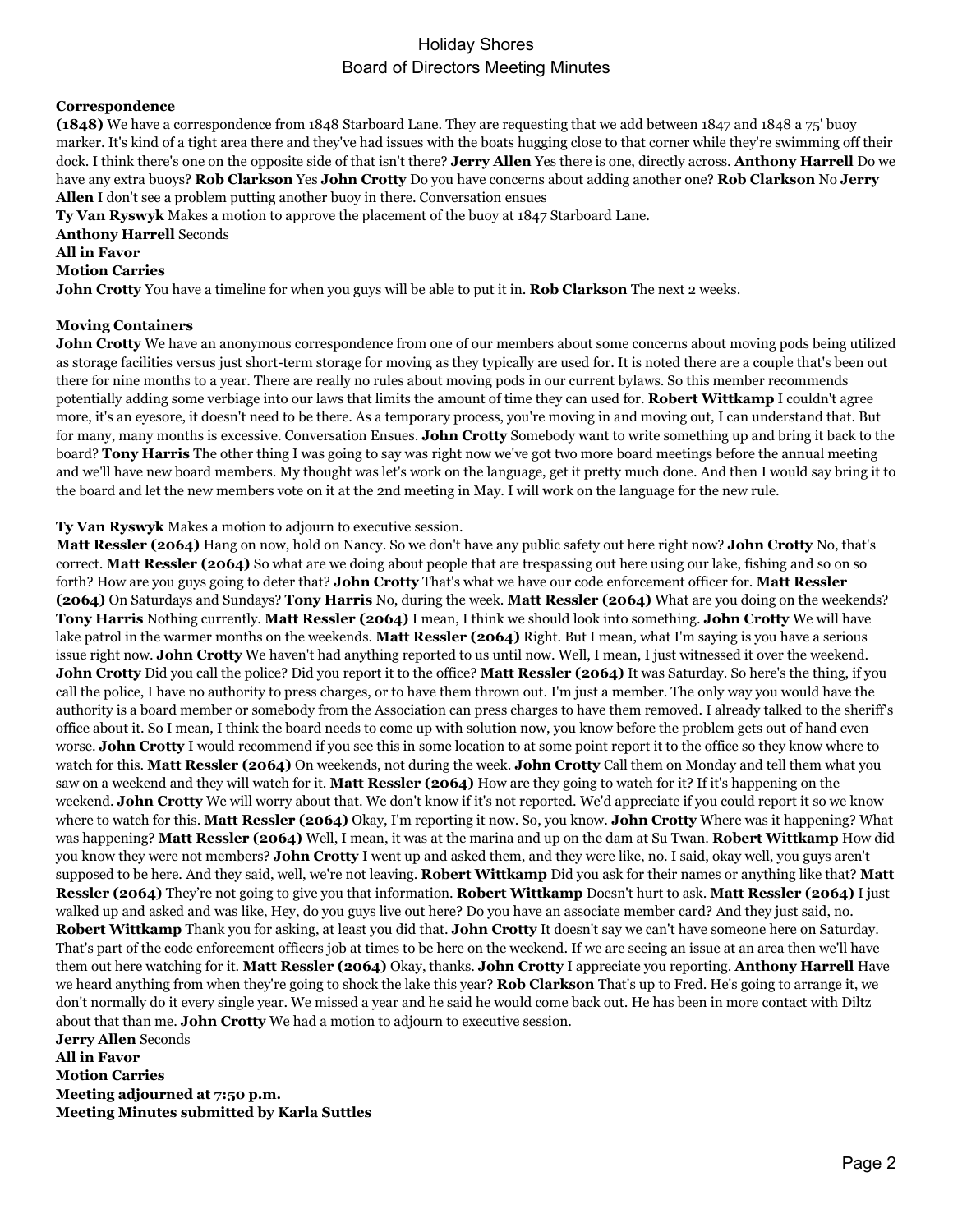**Correspondence**

**(1848)** We have a correspondence from 1848 Starboard Lane. They are requesting that we add between 1847 and 1848 a 75' buoy marker. It's kind of a tight area there and they've had issues with the boats hugging close to that corner while they're swimming off their dock. I think there's one on the opposite side of that isn't there? **Jerry Allen** Yes there is one, directly across. **Anthony Harrell** Do we have any extra buoys? **Rob Clarkson** Yes **John Crotty** Do you have concerns about adding another one? **Rob Clarkson** No **Jerry Allen** I don't see a problem putting another buoy in there. Conversation ensues

**Ty Van Ryswyk** Makes a motion to approve the placement of the buoy at 1847 Starboard Lane.

**Anthony Harrell** Seconds

**All in Favor**

**Motion Carries**

**John Crotty** You have a timeline for when you guys will be able to put it in. **Rob Clarkson** The next 2 weeks.

**Moving Containers**

**John Crotty** We have an anonymous correspondence from one of our members about some concerns about moving pods being utilized as storage facilities versus just short-term storage for moving as they typically are used for. It is noted there are a couple that's been out there for nine months to a year. There are really no rules about moving pods in our current bylaws. So this member recommends potentially adding some verbiage into our laws that limits the amount of time they can used for. **Robert Wittkamp** I couldn't agree more, it's an eyesore, it doesn't need to be there. As a temporary process, you're moving in and moving out, I can understand that. But for many, many months is excessive. Conversation Ensues. **John Crotty** Somebody want to write something up and bring it back to the board? **Tony Harris** The other thing I was going to say was right now we've got two more board meetings before the annual meeting and we'll have new board members. My thought was let's work on the language, get it pretty much done. And then I would say bring it to the board and let the new members vote on it at the 2nd meeting in May. I will work on the language for the new rule.

**Ty Van Ryswyk** Makes a motion to adjourn to executive session.

**Matt Ressler (2064)** Hang on now, hold on Nancy. So we don't have any public safety out here right now? **John Crotty** No, that's correct. **Matt Ressler (2064)** So what are we doing about people that are trespassing out here using our lake, fishing and so on so forth? How are you guys going to deter that? **John Crotty** That's what we have our code enforcement officer for. **Matt Ressler (2064)** On Saturdays and Sundays? **Tony Harris** No, during the week. **Matt Ressler (2064)** What are you doing on the weekends? **Tony Harris** Nothing currently. **Matt Ressler (2064)** I mean, I think we should look into something. **John Crotty** We will have lake patrol in the warmer months on the weekends. **Matt Ressler (2064)** Right. But I mean, what I'm saying is you have a serious issue right now. **John Crotty** We haven't had anything reported to us until now. Well, I mean, I just witnessed it over the weekend. **John Crotty** Did you call the police? Did you report it to the office? **Matt Ressler (2064)** It was Saturday. So here's the thing, if you call the police, I have no authority to press charges, or to have them thrown out. I'm just a member. The only way you would have the authority is a board member or somebody from the Association can press charges to have them removed. I already talked to the sheriff's office about it. So I mean, I think the board needs to come up with solution now, you know before the problem gets out of hand even worse. **John Crotty** I would recommend if you see this in some location to at some point report it to the office so they know where to watch for this. **Matt Ressler (2064)** On weekends, not during the week. **John Crotty** Call them on Monday and tell them what you saw on a weekend and they will watch for it. **Matt Ressler (2064)** How are they going to watch for it? If it's happening on the weekend. **John Crotty** We will worry about that. We don't know if it's not reported. We'd appreciate if you could report it so we know where to watch for this. **Matt Ressler (2064)** Okay, I'm reporting it now. So, you know. **John Crotty** Where was it happening? What was happening? **Matt Ressler (2064)** Well, I mean, it was at the marina and up on the dam at Su Twan. **Robert Wittkamp** How did you know they were not members? **John Crotty** I went up and asked them, and they were like, no. I said, okay well, you guys aren't supposed to be here. And they said, well, we're not leaving. **Robert Wittkamp** Did you ask for their names or anything like that? **Matt Ressler (2064)** They're not going to give you that information. **Robert Wittkamp** Doesn't hurt to ask. **Matt Ressler (2064)** I just walked up and asked and was like, Hey, do you guys live out here? Do you have an associate member card? And they just said, no. **Robert Wittkamp** Thank you for asking, at least you did that. **John Crotty** It doesn't say we can't have someone here on Saturday. That's part of the code enforcement officers job at times to be here on the weekend. If we are seeing an issue at an area then we'll have them out here watching for it. **Matt Ressler (2064)** Okay, thanks. **John Crotty** I appreciate you reporting. **Anthony Harrell** Have we heard anything from when they're going to shock the lake this year? **Rob Clarkson** That's up to Fred. He's going to arrange it, we don't normally do it every single year. We missed a year and he said he would come back out. He has been in more contact with Diltz about that than me. **John Crotty** We had a motion to adjourn to executive session.

**Jerry Allen** Seconds

**All in Favor**

**Motion Carries**

**Meeting adjourned at 7:50 p.m.**

**Meeting Minutes submitted by Karla Suttles**